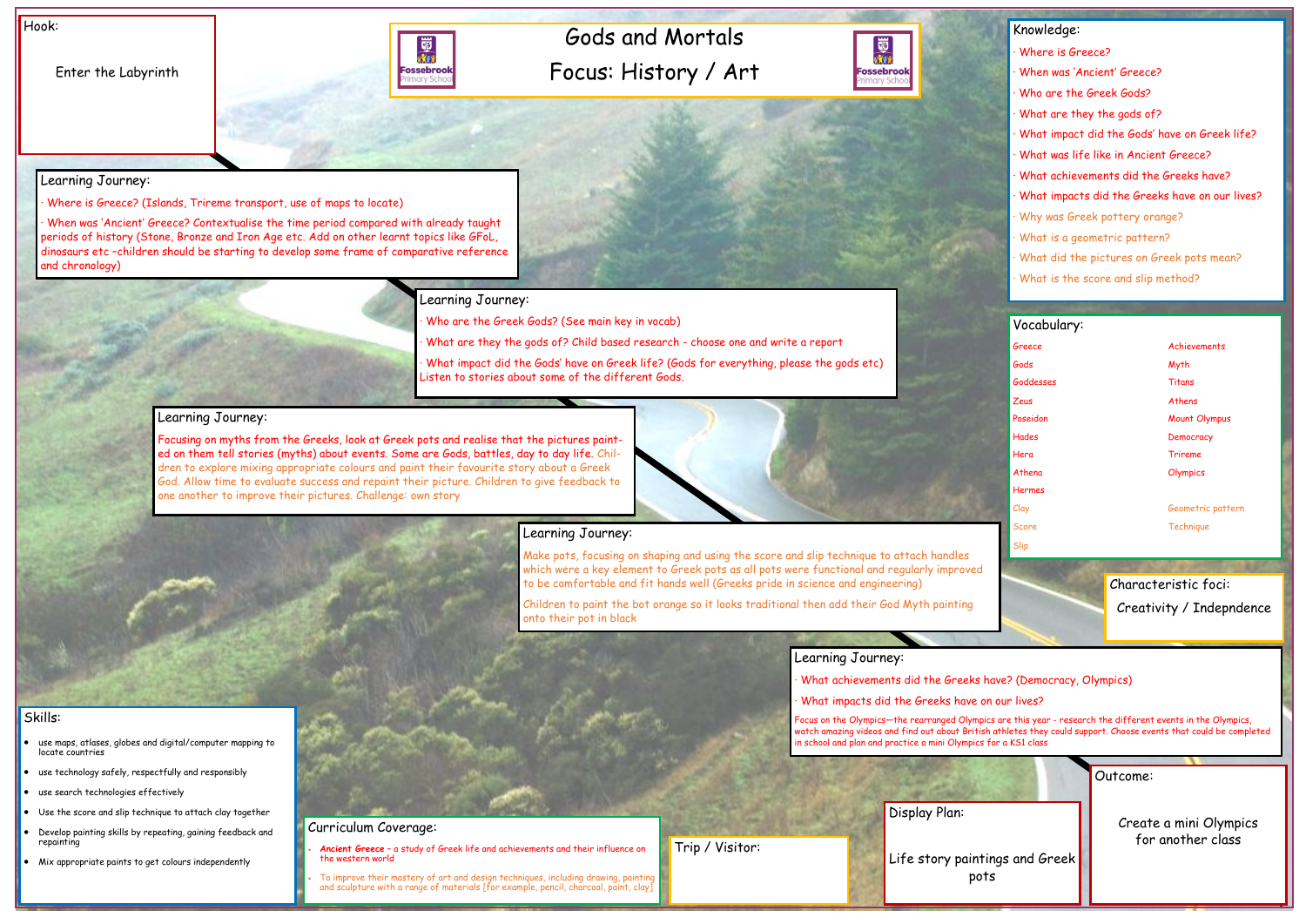# Gods and Mortals

## Focus: History / Art

Fossebrook Primary School

### Hook:

Enter the Labyrinth

### Learning Journey:

- Where is Greece? (Islands, Trireme transport, use of maps to locate)
- When was 'Ancient' Greece? Contextualise the time period compared with already taught periods of history (Stone, Bronze and Iron Age etc. Add on other learnt topics like GFoL, dinosaurs etc –children should be starting to develop some frame of comparative reference and chronology)

### Learning Journey:

- Who are the Greek Gods? (See main key in vocab)
- What are they the gods of? Child based research - choose one and write a report
- What impact did the Gods' have on Greek life? (Gods for everything, please the gods etc) Listen to stories about some of the different Gods.

### Learning Journey:

Focusing on myths from the Greeks, look at Greek pots and realise that the pictures painted on them tell stories (myths) about events. Some are Gods, battles, day to day life. Children to explore mixing appropriate colours and paint their favourite story about a Greek God. Allow time to evaluate success and repaint their picture. Children to give feedback to one another to improve their pictures. Challenge: own story

### Learning Journey:

Make pots, focusing on shaping and using the score and slip technique to attach handles which were a key element to Greek pots as all pots were functional and regularly improved to be comfortable and fit hands well (Greeks pride in science and engineering)

Children to paint the bot orange so it looks traditional then add their God Myth painting onto their pot in black

### Learning Journey:

- What achievements did the Greeks have? (Democracy, Olympics)
- What impacts did the Greeks have on our lives?

Focus on the Olympics—the rearranged Olympics are this year - research the different events in the Olympics, watch amazing videos and find out about British athletes they could support. Choose events that could be completed in school and plan and practice a mini Olympics for a KS1 class

### Knowledge:

- Where is Greece?
- When was 'Ancient' Greece?
- Who are the Greek Gods?
- What are they the gods of?
- What impact did the Gods' have on Greek life?
- What was life like in Ancient Greece?
- What achievements did the Greeks have?
- What impacts did the Greeks have on our lives?
- Why was Greek pottery orange?
- What is a geometric pattern?
- What did the pictures on Greek pots mean?
- What is the score and slip method?

### Vocabulary:

| | |
|---|---|
| Greece | Achievements |
| Gods | Myth |
| Goddesses | Titans |
| Zeus | Athens |
| Poseidon | Mount Olympus |
| Hades | Democracy |
| Hera | Trireme |
| Athena | Olympics |
| Hermes | |
| Clay | Geometric pattern |
| Score | Technique |
| Slip | |

### Characteristic foci:

Creativity / Indepndence

### Skills:

- use maps, atlases, globes and digital/computer mapping to locate countries
- use technology safely, respectfully and responsibly
- use search technologies effectively
- Use the score and slip technique to attach clay together
- Develop painting skills by repeating, gaining feedback and repainting
- Mix appropriate paints to get colours independently

### Curriculum Coverage:

- ***Ancient Greece*** – a study of Greek life and achievements and their influence on the western world
- To improve their mastery of art and design techniques, including drawing, painting and sculpture with a range of materials [for example, pencil, charcoal, paint, clay]

### Trip / Visitor:

### Display Plan:

Life story paintings and Greek pots

### Outcome:

Create a mini Olympics for another class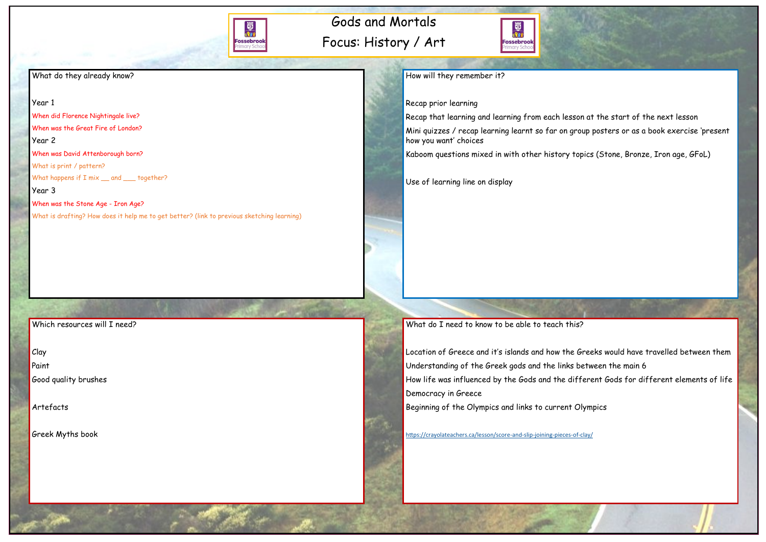# Gods and Mortals

## Focus: History / Art

### What do they already know?

Year 1

When did Florence Nightingale live?

When was the Great Fire of London?

Year 2

When was David Attenborough born?

What is print / pattern?

What happens if I mix __ and ___ together?

Year 3

When was the Stone Age - Iron Age?

What is drafting? How does it help me to get better? (link to previous sketching learning)

### How will they remember it?

Recap prior learning

Recap that learning and learning from each lesson at the start of the next lesson

Mini quizzes / recap learning learnt so far on group posters or as a book exercise 'present how you want' choices

Kaboom questions mixed in with other history topics (Stone, Bronze, Iron age, GFoL)

Use of learning line on display

### Which resources will I need?

Clay

Paint

Good quality brushes

Artefacts

Greek Myths book

### What do I need to know to be able to teach this?

Location of Greece and it's islands and how the Greeks would have travelled between them

Understanding of the Greek gods and the links between the main 6

How life was influenced by the Gods and the different Gods for different elements of life

Democracy in Greece

Beginning of the Olympics and links to current Olympics

https://crayolateachers.ca/lesson/score-and-slip-joining-pieces-of-clay/